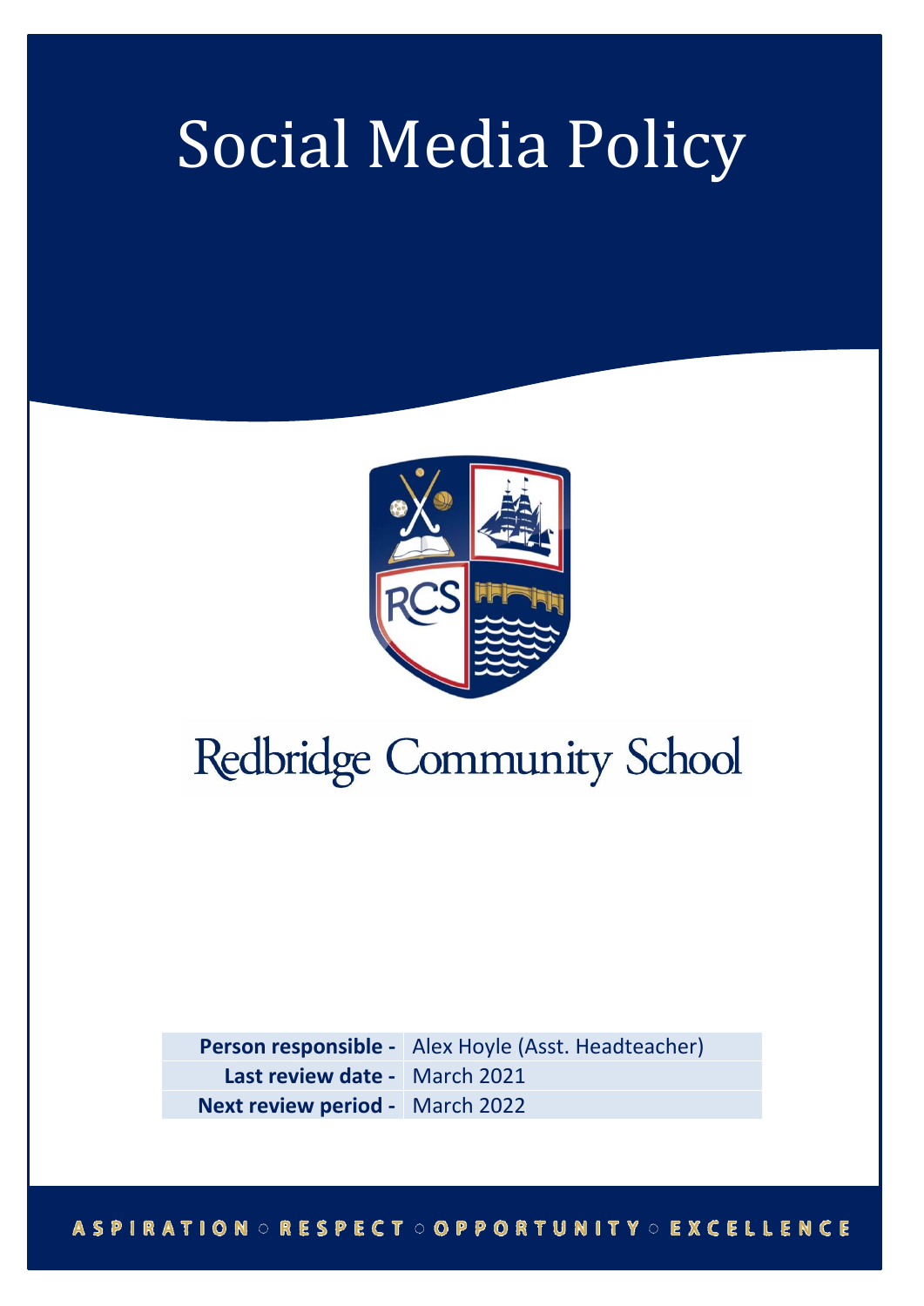# Social Media Policy

Redbridge Community School

| | |
|---|---|
| **Person responsible -** | Alex Hoyle (Asst. Headteacher) |
| **Last review date -** | March 2021 |
| **Next review period -** | March 2022 |

ASPIRATION ○ RESPECT ○ OPPORTUNITY ○ EXCELLENCE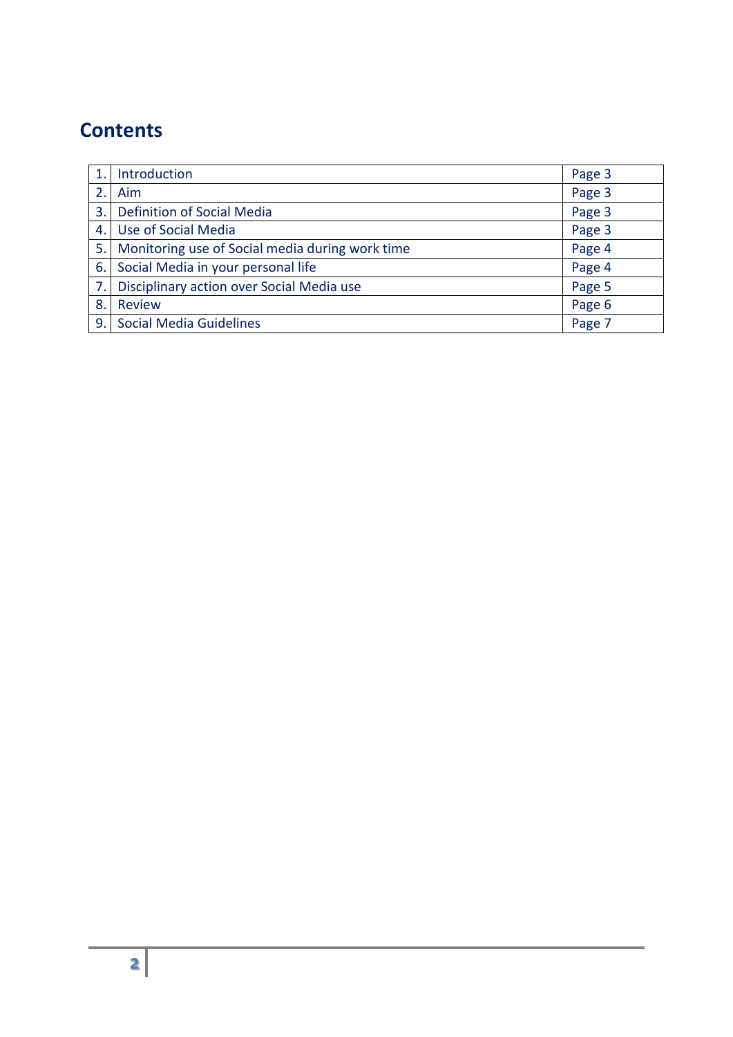## Contents

| | | |
|---|---|---|
| 1. | Introduction | Page 3 |
| 2. | Aim | Page 3 |
| 3. | Definition of Social Media | Page 3 |
| 4. | Use of Social Media | Page 3 |
| 5. | Monitoring use of Social media during work time | Page 4 |
| 6. | Social Media in your personal life | Page 4 |
| 7. | Disciplinary action over Social Media use | Page 5 |
| 8. | Review | Page 6 |
| 9. | Social Media Guidelines | Page 7 |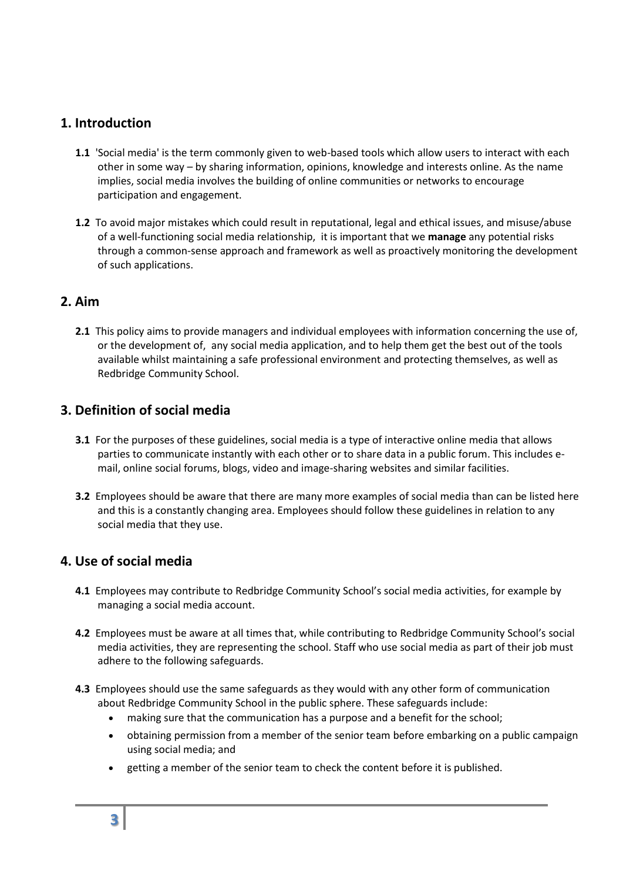## 1. Introduction

**1.1** 'Social media' is the term commonly given to web-based tools which allow users to interact with each other in some way – by sharing information, opinions, knowledge and interests online. As the name implies, social media involves the building of online communities or networks to encourage participation and engagement.

**1.2** To avoid major mistakes which could result in reputational, legal and ethical issues, and misuse/abuse of a well-functioning social media relationship, it is important that we **manage** any potential risks through a common-sense approach and framework as well as proactively monitoring the development of such applications.

## 2. Aim

**2.1** This policy aims to provide managers and individual employees with information concerning the use of, or the development of, any social media application, and to help them get the best out of the tools available whilst maintaining a safe professional environment and protecting themselves, as well as Redbridge Community School.

## 3. Definition of social media

**3.1** For the purposes of these guidelines, social media is a type of interactive online media that allows parties to communicate instantly with each other or to share data in a public forum. This includes e-mail, online social forums, blogs, video and image-sharing websites and similar facilities.

**3.2** Employees should be aware that there are many more examples of social media than can be listed here and this is a constantly changing area. Employees should follow these guidelines in relation to any social media that they use.

## 4. Use of social media

**4.1** Employees may contribute to Redbridge Community School's social media activities, for example by managing a social media account.

**4.2** Employees must be aware at all times that, while contributing to Redbridge Community School's social media activities, they are representing the school. Staff who use social media as part of their job must adhere to the following safeguards.

**4.3** Employees should use the same safeguards as they would with any other form of communication about Redbridge Community School in the public sphere. These safeguards include:

- making sure that the communication has a purpose and a benefit for the school;
- obtaining permission from a member of the senior team before embarking on a public campaign using social media; and
- getting a member of the senior team to check the content before it is published.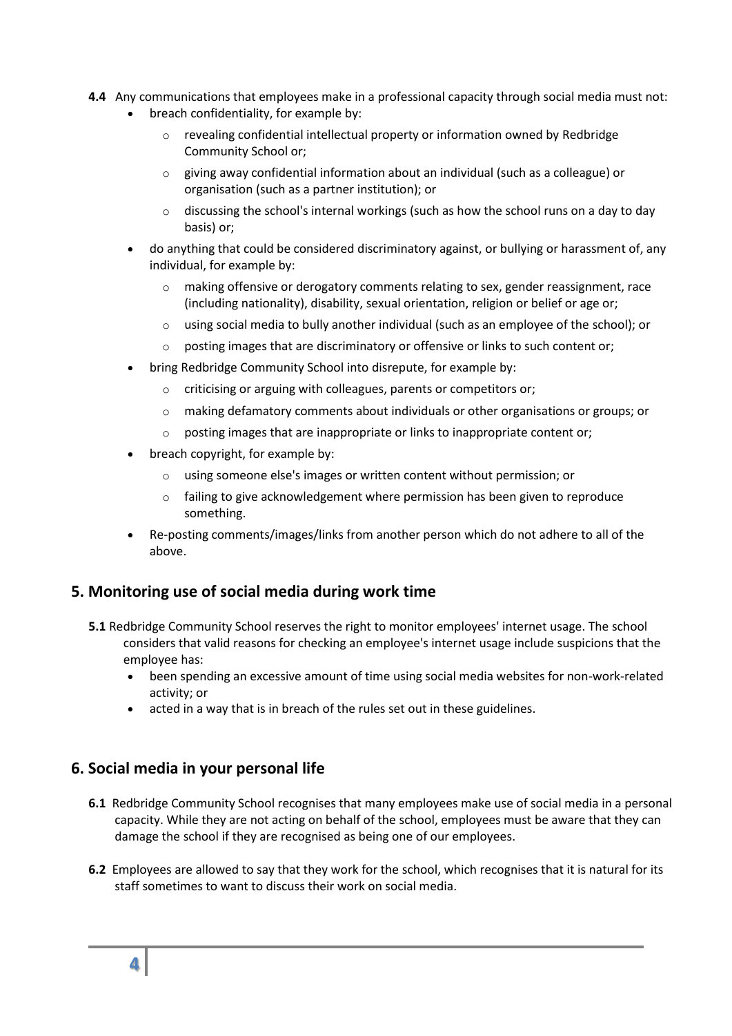**4.4** Any communications that employees make in a professional capacity through social media must not:

- breach confidentiality, for example by:
    - revealing confidential intellectual property or information owned by Redbridge Community School or;
    - giving away confidential information about an individual (such as a colleague) or organisation (such as a partner institution); or
    - discussing the school's internal workings (such as how the school runs on a day to day basis) or;
- do anything that could be considered discriminatory against, or bullying or harassment of, any individual, for example by:
    - making offensive or derogatory comments relating to sex, gender reassignment, race (including nationality), disability, sexual orientation, religion or belief or age or;
    - using social media to bully another individual (such as an employee of the school); or
    - posting images that are discriminatory or offensive or links to such content or;
- bring Redbridge Community School into disrepute, for example by:
    - criticising or arguing with colleagues, parents or competitors or;
    - making defamatory comments about individuals or other organisations or groups; or
    - posting images that are inappropriate or links to inappropriate content or;
- breach copyright, for example by:
    - using someone else's images or written content without permission; or
    - failing to give acknowledgement where permission has been given to reproduce something.
- Re-posting comments/images/links from another person which do not adhere to all of the above.

## 5. Monitoring use of social media during work time

**5.1** Redbridge Community School reserves the right to monitor employees' internet usage. The school considers that valid reasons for checking an employee's internet usage include suspicions that the employee has:

- been spending an excessive amount of time using social media websites for non-work-related activity; or
- acted in a way that is in breach of the rules set out in these guidelines.

## 6. Social media in your personal life

**6.1** Redbridge Community School recognises that many employees make use of social media in a personal capacity. While they are not acting on behalf of the school, employees must be aware that they can damage the school if they are recognised as being one of our employees.

**6.2** Employees are allowed to say that they work for the school, which recognises that it is natural for its staff sometimes to want to discuss their work on social media.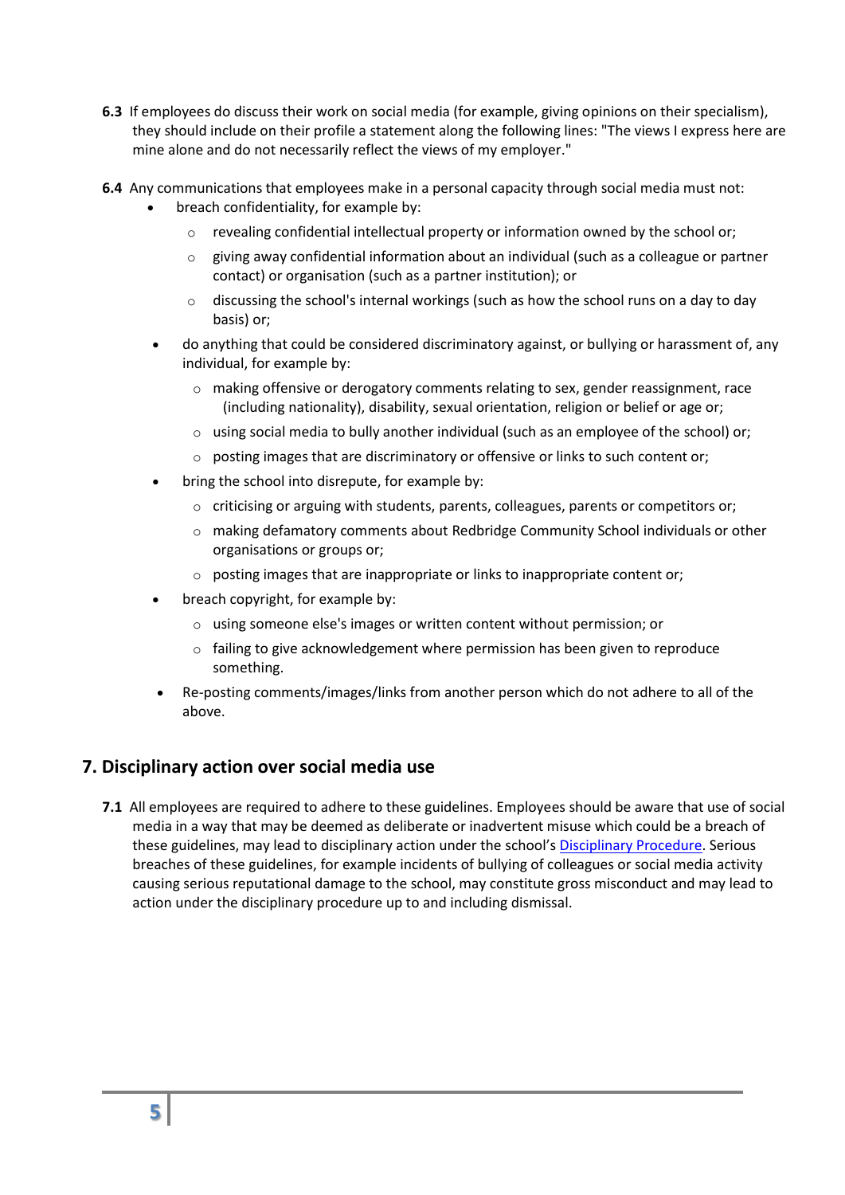**6.3** If employees do discuss their work on social media (for example, giving opinions on their specialism), they should include on their profile a statement along the following lines: "The views I express here are mine alone and do not necessarily reflect the views of my employer."

**6.4** Any communications that employees make in a personal capacity through social media must not:

- breach confidentiality, for example by:
  - revealing confidential intellectual property or information owned by the school or;
  - giving away confidential information about an individual (such as a colleague or partner contact) or organisation (such as a partner institution); or
  - discussing the school's internal workings (such as how the school runs on a day to day basis) or;
- do anything that could be considered discriminatory against, or bullying or harassment of, any individual, for example by:
  - making offensive or derogatory comments relating to sex, gender reassignment, race (including nationality), disability, sexual orientation, religion or belief or age or;
  - using social media to bully another individual (such as an employee of the school) or;
  - posting images that are discriminatory or offensive or links to such content or;
- bring the school into disrepute, for example by:
  - criticising or arguing with students, parents, colleagues, parents or competitors or;
  - making defamatory comments about Redbridge Community School individuals or other organisations or groups or;
  - posting images that are inappropriate or links to inappropriate content or;
- breach copyright, for example by:
  - using someone else's images or written content without permission; or
  - failing to give acknowledgement where permission has been given to reproduce something.
- Re-posting comments/images/links from another person which do not adhere to all of the above.

## 7. Disciplinary action over social media use

**7.1** All employees are required to adhere to these guidelines. Employees should be aware that use of social media in a way that may be deemed as deliberate or inadvertent misuse which could be a breach of these guidelines, may lead to disciplinary action under the school's Disciplinary Procedure. Serious breaches of these guidelines, for example incidents of bullying of colleagues or social media activity causing serious reputational damage to the school, may constitute gross misconduct and may lead to action under the disciplinary procedure up to and including dismissal.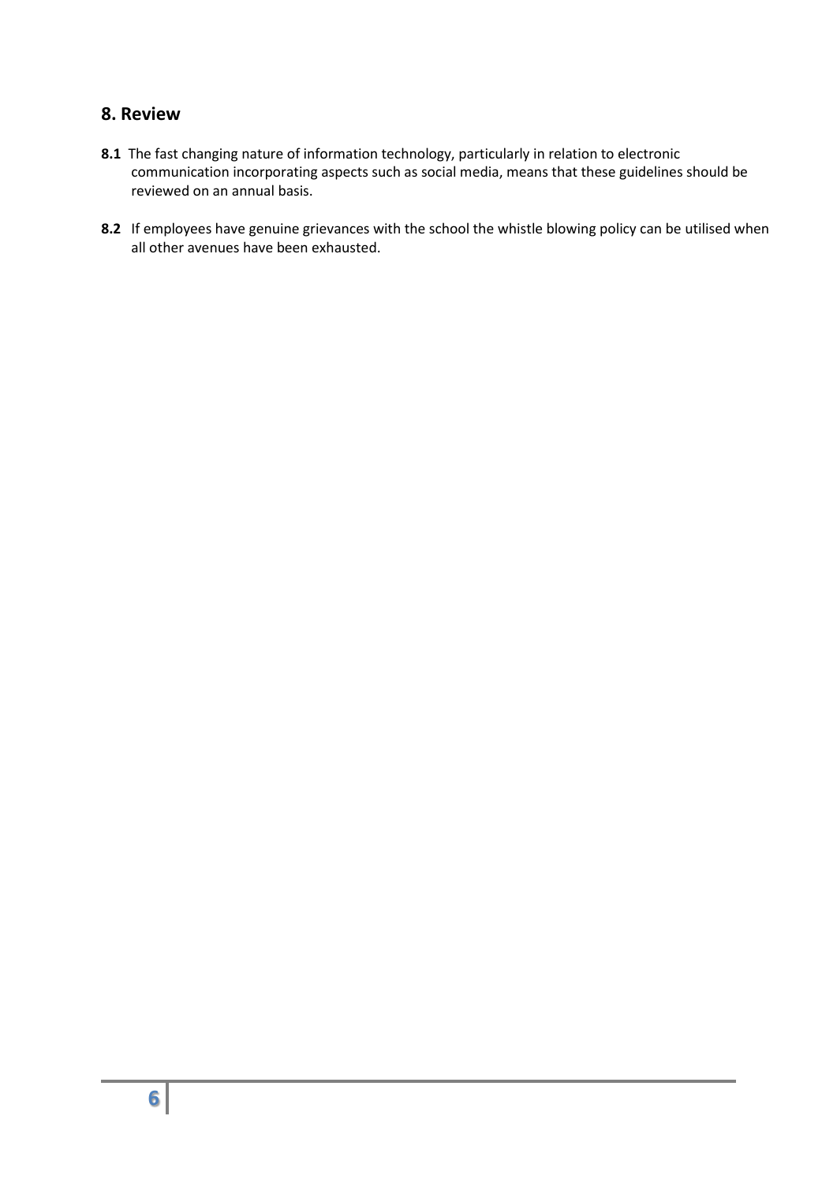## 8. Review

**8.1** The fast changing nature of information technology, particularly in relation to electronic communication incorporating aspects such as social media, means that these guidelines should be reviewed on an annual basis.

**8.2** If employees have genuine grievances with the school the whistle blowing policy can be utilised when all other avenues have been exhausted.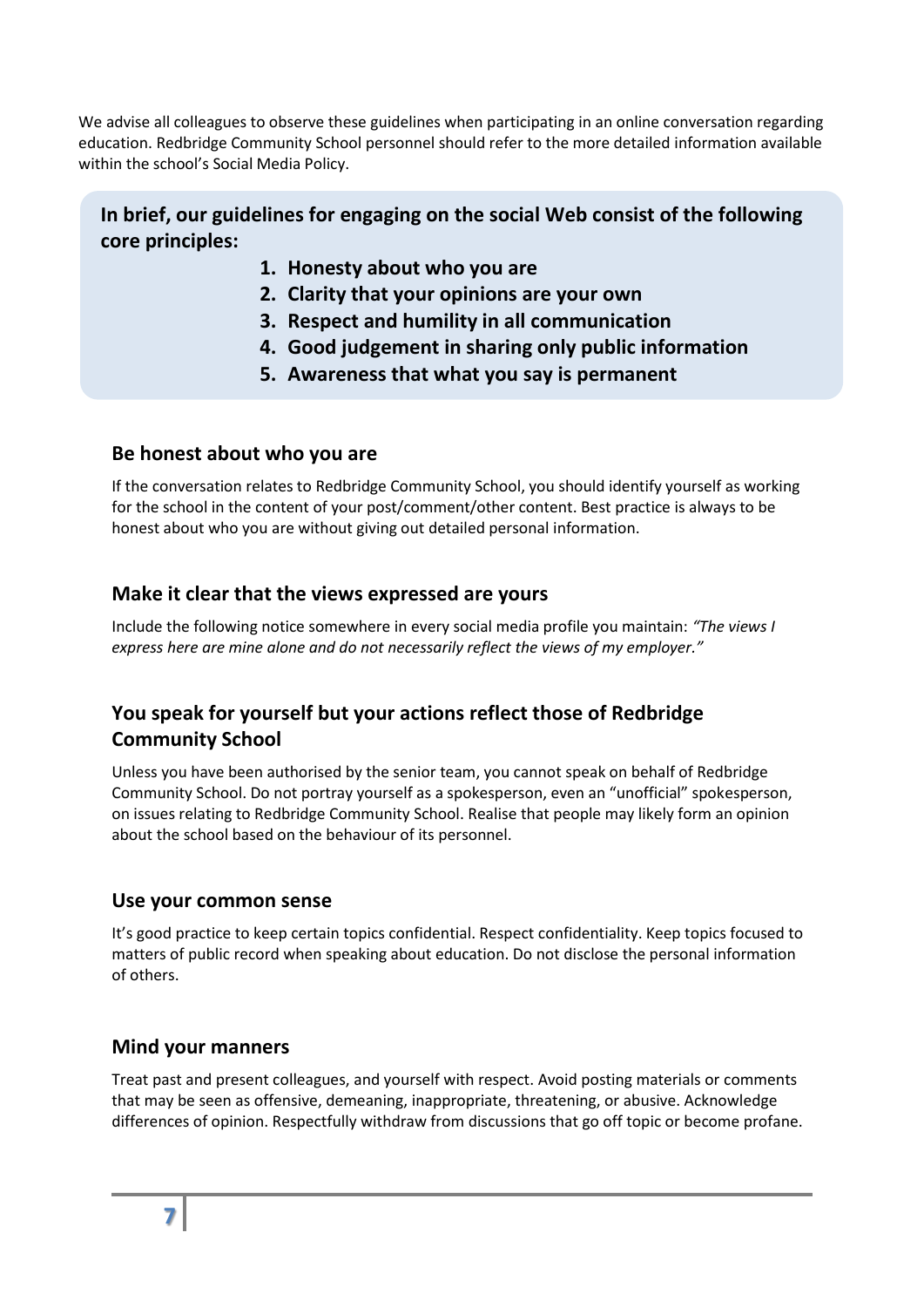We advise all colleagues to observe these guidelines when participating in an online conversation regarding education. Redbridge Community School personnel should refer to the more detailed information available within the school's Social Media Policy.

**In brief, our guidelines for engaging on the social Web consist of the following core principles:**

1. **Honesty about who you are**
2. **Clarity that your opinions are your own**
3. **Respect and humility in all communication**
4. **Good judgement in sharing only public information**
5. **Awareness that what you say is permanent**

## Be honest about who you are

If the conversation relates to Redbridge Community School, you should identify yourself as working for the school in the content of your post/comment/other content. Best practice is always to be honest about who you are without giving out detailed personal information.

## Make it clear that the views expressed are yours

Include the following notice somewhere in every social media profile you maintain: *"The views I express here are mine alone and do not necessarily reflect the views of my employer."*

## You speak for yourself but your actions reflect those of Redbridge Community School

Unless you have been authorised by the senior team, you cannot speak on behalf of Redbridge Community School. Do not portray yourself as a spokesperson, even an "unofficial" spokesperson, on issues relating to Redbridge Community School. Realise that people may likely form an opinion about the school based on the behaviour of its personnel.

## Use your common sense

It's good practice to keep certain topics confidential. Respect confidentiality. Keep topics focused to matters of public record when speaking about education. Do not disclose the personal information of others.

## Mind your manners

Treat past and present colleagues, and yourself with respect. Avoid posting materials or comments that may be seen as offensive, demeaning, inappropriate, threatening, or abusive. Acknowledge differences of opinion. Respectfully withdraw from discussions that go off topic or become profane.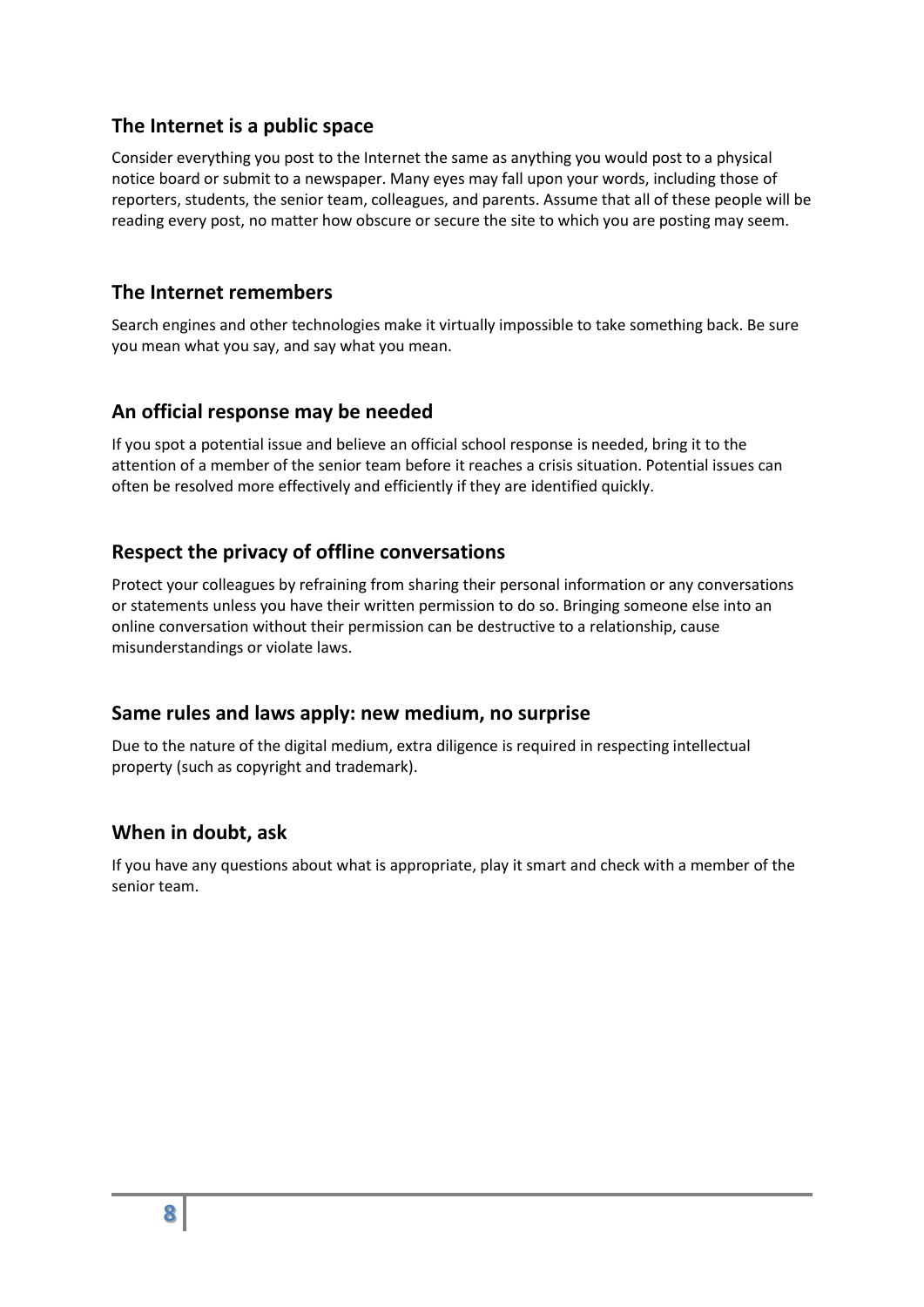## The Internet is a public space

Consider everything you post to the Internet the same as anything you would post to a physical notice board or submit to a newspaper. Many eyes may fall upon your words, including those of reporters, students, the senior team, colleagues, and parents. Assume that all of these people will be reading every post, no matter how obscure or secure the site to which you are posting may seem.

## The Internet remembers

Search engines and other technologies make it virtually impossible to take something back. Be sure you mean what you say, and say what you mean.

## An official response may be needed

If you spot a potential issue and believe an official school response is needed, bring it to the attention of a member of the senior team before it reaches a crisis situation. Potential issues can often be resolved more effectively and efficiently if they are identified quickly.

## Respect the privacy of offline conversations

Protect your colleagues by refraining from sharing their personal information or any conversations or statements unless you have their written permission to do so. Bringing someone else into an online conversation without their permission can be destructive to a relationship, cause misunderstandings or violate laws.

## Same rules and laws apply: new medium, no surprise

Due to the nature of the digital medium, extra diligence is required in respecting intellectual property (such as copyright and trademark).

## When in doubt, ask

If you have any questions about what is appropriate, play it smart and check with a member of the senior team.